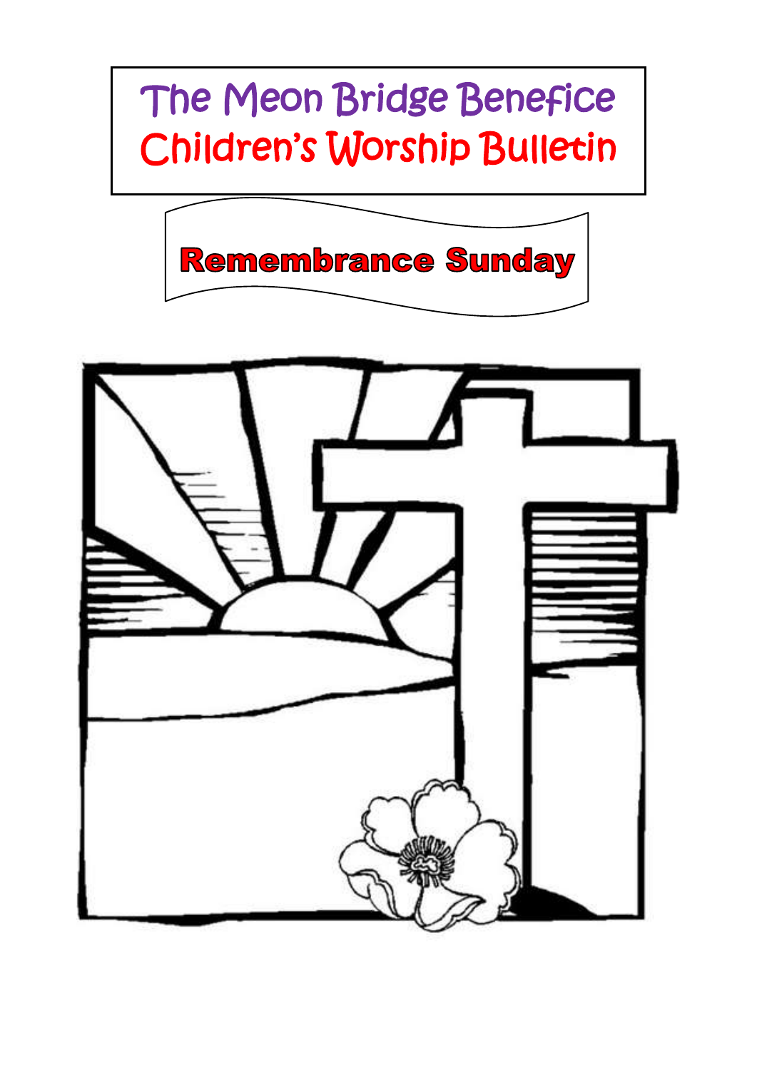# The Meon Bridge Benefice
# Children's Worship Bulletin

## Remembrance Sunday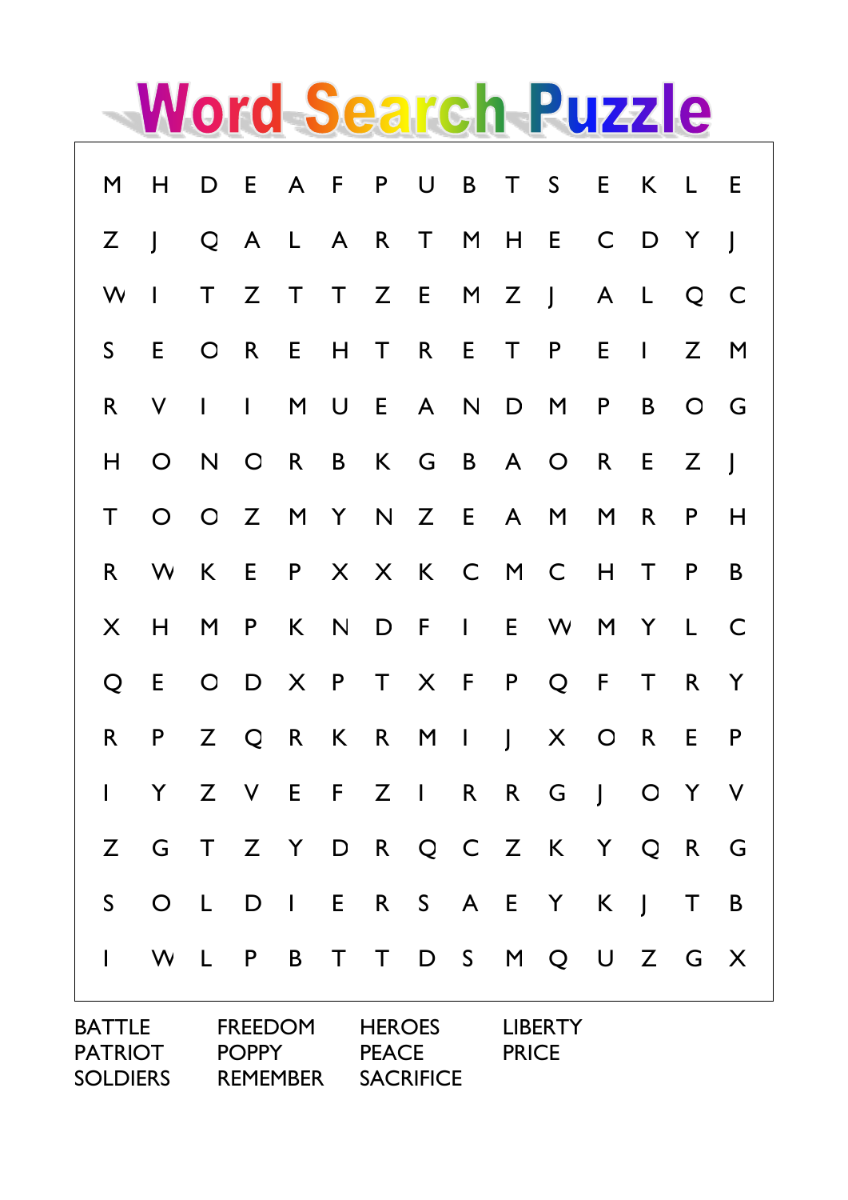# Word Search Puzzle

| | | | | | | | | | | | | | | |
|---|---|---|---|---|---|---|---|---|---|---|---|---|---|---|
| M | H | D | E | A | F | P | U | B | T | S | E | K | L | E |
| Z | J | Q | A | L | A | R | T | M | H | E | C | D | Y | J |
| W | I | T | Z | T | T | Z | E | M | Z | J | A | L | Q | C |
| S | E | O | R | E | H | T | R | E | T | P | E | I | Z | M |
| R | V | I | I | M | U | E | A | N | D | M | P | B | O | G |
| H | O | N | O | R | B | K | G | B | A | O | R | E | Z | J |
| T | O | O | Z | M | Y | N | Z | E | A | M | M | R | P | H |
| R | W | K | E | P | X | X | K | C | M | C | H | T | P | B |
| X | H | M | P | K | N | D | F | I | E | W | M | Y | L | C |
| Q | E | O | D | X | P | T | X | F | P | Q | F | T | R | Y |
| R | P | Z | Q | R | K | R | M | I | J | X | O | R | E | P |
| I | Y | Z | V | E | F | Z | I | R | R | G | J | O | Y | V |
| Z | G | T | Z | Y | D | R | Q | C | Z | K | Y | Q | R | G |
| S | O | L | D | I | E | R | S | A | E | Y | K | J | T | B |
| I | W | L | P | B | T | T | D | S | M | Q | U | Z | G | X |

| | | | |
|---|---|---|---|
| BATTLE | FREEDOM | HEROES | LIBERTY |
| PATRIOT | POPPY | PEACE | PRICE |
| SOLDIERS | REMEMBER | SACRIFICE | |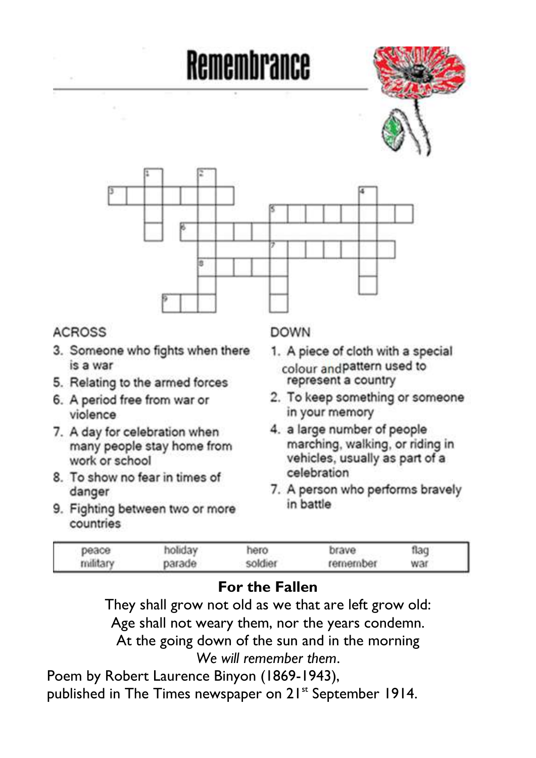# Remembrance

**ACROSS**

3. Someone who fights when there is a war
5. Relating to the armed forces
6. A period free from war or violence
7. A day for celebration when many people stay home from work or school
8. To show no fear in times of danger
9. Fighting between two or more countries

**DOWN**

1. A piece of cloth with a special colour and pattern used to represent a country
2. To keep something or someone in your memory
4. a large number of people marching, walking, or riding in vehicles, usually as part of a celebration
7. A person who performs bravely in battle

| peace | holiday | hero | brave | flag |
|---|---|---|---|---|
| military | parade | soldier | remember | war |

## For the Fallen

They shall grow not old as we that are left grow old:
Age shall not weary them, nor the years condemn.
At the going down of the sun and in the morning
*We will remember them*.

Poem by Robert Laurence Binyon (1869-1943),
published in The Times newspaper on 21st September 1914.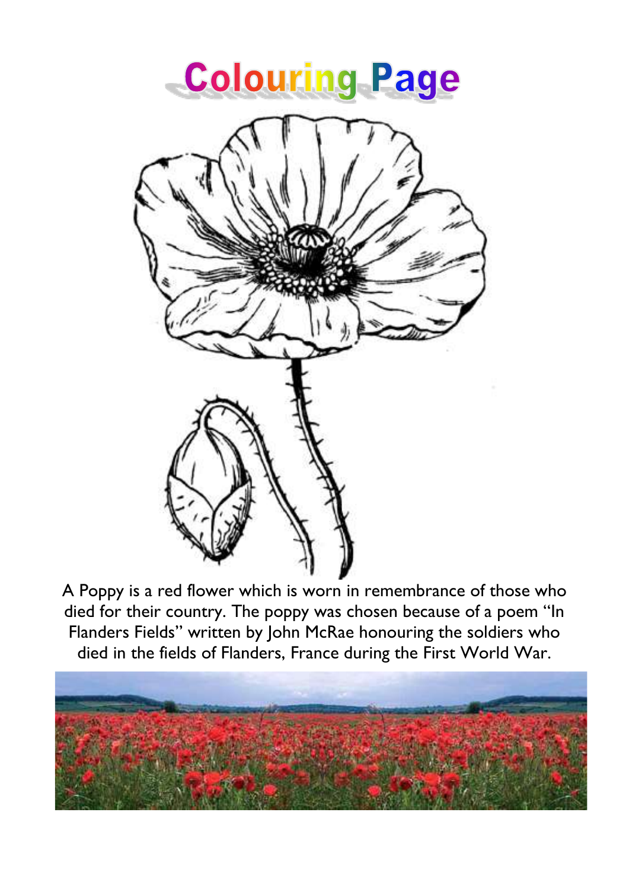# Colouring Page

A Poppy is a red flower which is worn in remembrance of those who died for their country. The poppy was chosen because of a poem “In Flanders Fields” written by John McRae honouring the soldiers who died in the fields of Flanders, France during the First World War.